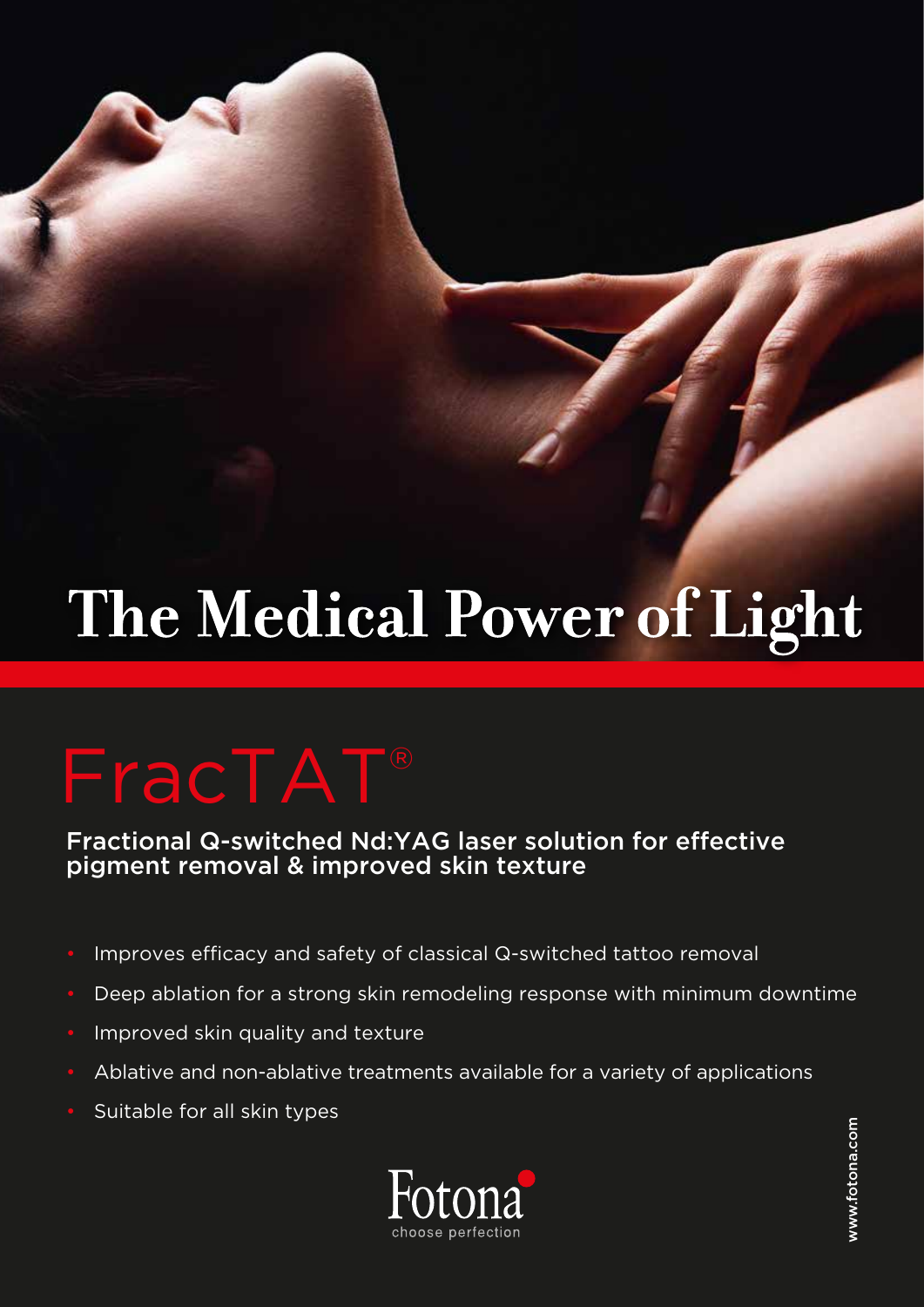# The Medical Power of Light

## FracTAT®

### Fractional Q-switched Nd:YAG laser solution for effective pigment removal & improved skin texture

- Improves efficacy and safety of classical Q-switched tattoo removal
- Deep ablation for a strong skin remodeling response with minimum downtime
- Improved skin quality and texture
- Ablative and non-ablative treatments available for a variety of applications
- Suitable for all skin types

Fotona
choose perfection

www.fotona.com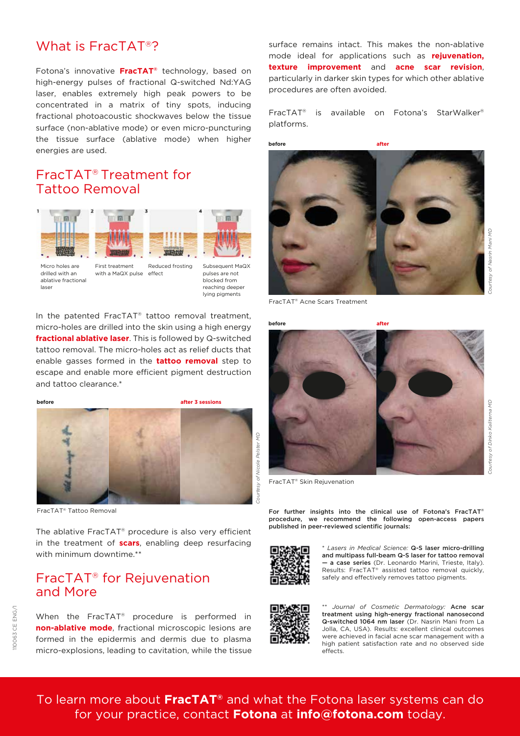## What is FracTAT®?

Fotona's innovative **FracTAT®** technology, based on high-energy pulses of fractional Q-switched Nd:YAG laser, enables extremely high peak powers to be concentrated in a matrix of tiny spots, inducing fractional photoacoustic shockwaves below the tissue surface (non-ablative mode) or even micro-puncturing the tissue surface (ablative mode) when higher energies are used.

## FracTAT® Treatment for Tattoo Removal

1 Micro holes are drilled with an ablative fractional laser

2 First treatment with a MaQX pulse

3 Reduced frosting effect

4 Subsequent MaQX pulses are not blocked from reaching deeper lying pigments

In the patented FracTAT® tattoo removal treatment, micro-holes are drilled into the skin using a high energy **fractional ablative laser**. This is followed by Q-switched tattoo removal. The micro-holes act as relief ducts that enable gasses formed in the **tattoo removal** step to escape and enable more efficient pigment destruction and tattoo clearance.*

**before** **after 3 sessions**

*Courtesy of Nicole Pelster MD*

FracTAT® Tattoo Removal

The ablative FracTAT® procedure is also very efficient in the treatment of **scars**, enabling deep resurfacing with minimum downtime.**

## FracTAT® for Rejuvenation and More

When the FracTAT® procedure is performed in **non-ablative mode**, fractional microscopic lesions are formed in the epidermis and dermis due to plasma micro-explosions, leading to cavitation, while the tissue surface remains intact. This makes the non-ablative mode ideal for applications such as **rejuvenation, texture improvement** and **acne scar revision**, particularly in darker skin types for which other ablative procedures are often avoided.

FracTAT® is available on Fotona's StarWalker® platforms.

**before** **after**

*Courtesy of Nasrin Mani MD*

FracTAT® Acne Scars Treatment

**before** **after**

*Courtesy of Dinko Kaliterna MD*

FracTAT® Skin Rejuvenation

**For further insights into the clinical use of Fotona's FracTAT® procedure, we recommend the following open-access papers published in peer-reviewed scientific journals:**

\* *Lasers in Medical Science:* **Q-S laser micro-drilling and multipass full-beam Q-S laser for tattoo removal — a case series** (Dr. Leonardo Marini, Trieste, Italy). Results: FracTAT® assisted tattoo removal quickly, safely and effectively removes tattoo pigments.

** *Journal of Cosmetic Dermatology:* **Acne scar treatment using high-energy fractional nanosecond Q-switched 1064 nm laser** (Dr. Nasrin Mani from La Jolla, CA, USA). Results: excellent clinical outcomes were achieved in facial acne scar management with a high patient satisfaction rate and no observed side effects.

To learn more about **FracTAT®** and what the Fotona laser systems can do for your practice, contact **Fotona** at **info@fotona.com** today.

110063 CE ENG/1